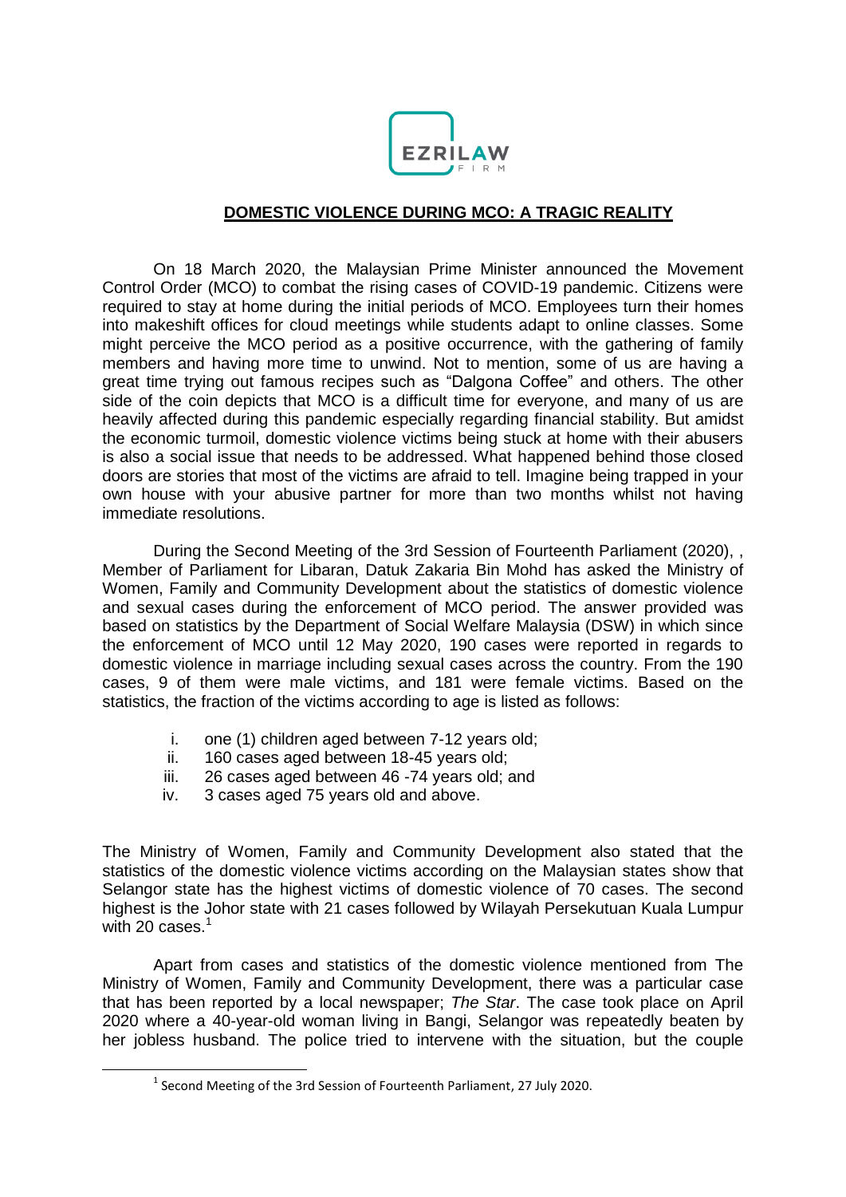## DOMESTIC VIOLENCE DURING MCO: A TRAGIC REALITY

On 18 March 2020, the Malaysian Prime Minister announced the Movement Control Order (MCO) to combat the rising cases of COVID-19 pandemic. Citizens were required to stay at home during the initial periods of MCO. Employees turn their homes into makeshift offices for cloud meetings while students adapt to online classes. Some might perceive the MCO period as a positive occurrence, with the gathering of family members and having more time to unwind. Not to mention, some of us are having a great time trying out famous recipes such as "Dalgona Coffee" and others. The other side of the coin depicts that MCO is a difficult time for everyone, and many of us are heavily affected during this pandemic especially regarding financial stability. But amidst the economic turmoil, domestic violence victims being stuck at home with their abusers is also a social issue that needs to be addressed. What happened behind those closed doors are stories that most of the victims are afraid to tell. Imagine being trapped in your own house with your abusive partner for more than two months whilst not having immediate resolutions.

During the Second Meeting of the 3rd Session of Fourteenth Parliament (2020), , Member of Parliament for Libaran, Datuk Zakaria Bin Mohd has asked the Ministry of Women, Family and Community Development about the statistics of domestic violence and sexual cases during the enforcement of MCO period. The answer provided was based on statistics by the Department of Social Welfare Malaysia (DSW) in which since the enforcement of MCO until 12 May 2020, 190 cases were reported in regards to domestic violence in marriage including sexual cases across the country. From the 190 cases, 9 of them were male victims, and 181 were female victims. Based on the statistics, the fraction of the victims according to age is listed as follows:

i. one (1) children aged between 7-12 years old;
ii. 160 cases aged between 18-45 years old;
iii. 26 cases aged between 46 -74 years old; and
iv. 3 cases aged 75 years old and above.

The Ministry of Women, Family and Community Development also stated that the statistics of the domestic violence victims according on the Malaysian states show that Selangor state has the highest victims of domestic violence of 70 cases. The second highest is the Johor state with 21 cases followed by Wilayah Persekutuan Kuala Lumpur with 20 cases.[1]

Apart from cases and statistics of the domestic violence mentioned from The Ministry of Women, Family and Community Development, there was a particular case that has been reported by a local newspaper; *The Star*. The case took place on April 2020 where a 40-year-old woman living in Bangi, Selangor was repeatedly beaten by her jobless husband. The police tried to intervene with the situation, but the couple

[1] Second Meeting of the 3rd Session of Fourteenth Parliament, 27 July 2020.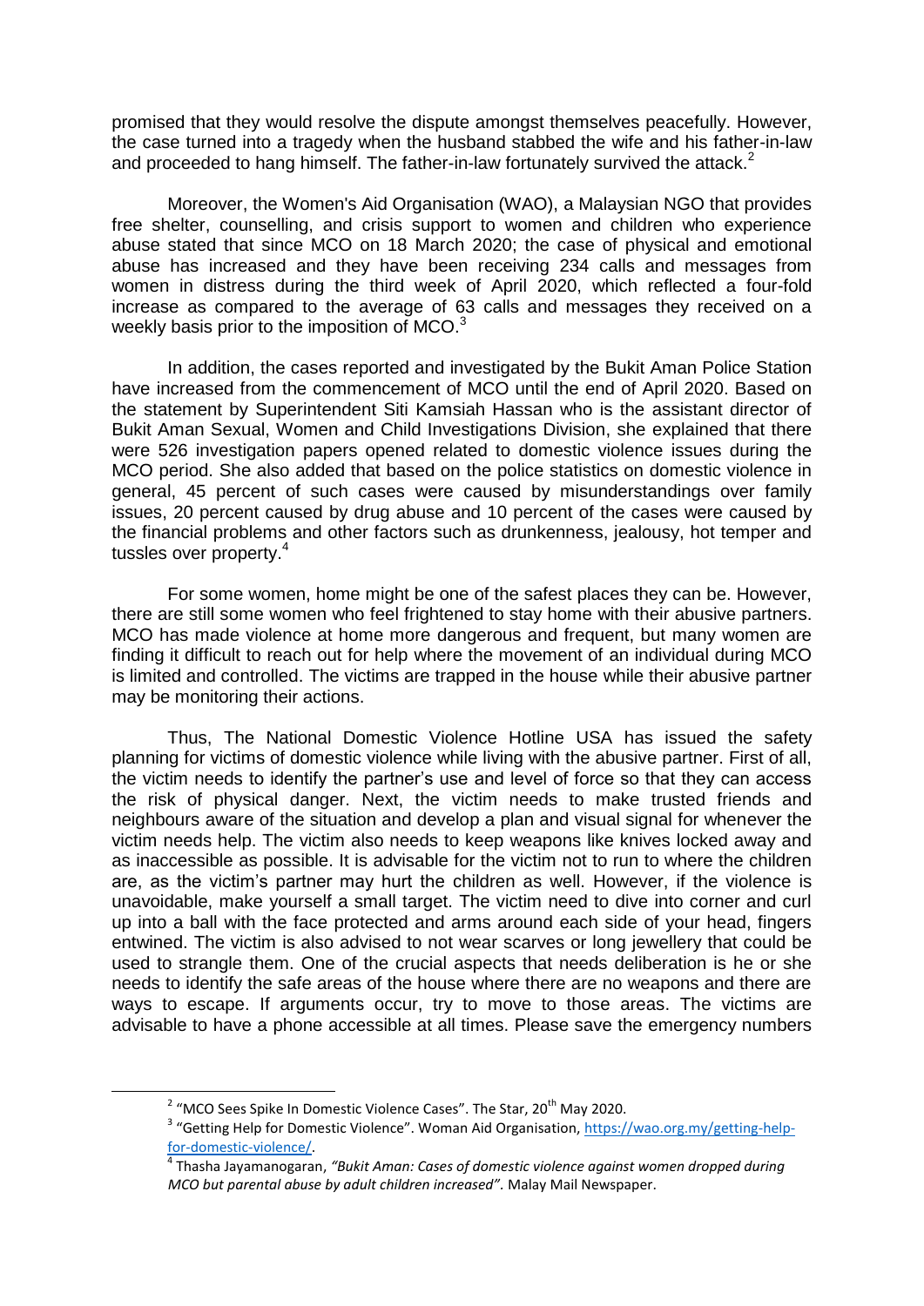promised that they would resolve the dispute amongst themselves peacefully. However, the case turned into a tragedy when the husband stabbed the wife and his father-in-law and proceeded to hang himself. The father-in-law fortunately survived the attack.[2]

Moreover, the Women's Aid Organisation (WAO), a Malaysian NGO that provides free shelter, counselling, and crisis support to women and children who experience abuse stated that since MCO on 18 March 2020; the case of physical and emotional abuse has increased and they have been receiving 234 calls and messages from women in distress during the third week of April 2020, which reflected a four-fold increase as compared to the average of 63 calls and messages they received on a weekly basis prior to the imposition of MCO.[3]

In addition, the cases reported and investigated by the Bukit Aman Police Station have increased from the commencement of MCO until the end of April 2020. Based on the statement by Superintendent Siti Kamsiah Hassan who is the assistant director of Bukit Aman Sexual, Women and Child Investigations Division, she explained that there were 526 investigation papers opened related to domestic violence issues during the MCO period. She also added that based on the police statistics on domestic violence in general, 45 percent of such cases were caused by misunderstandings over family issues, 20 percent caused by drug abuse and 10 percent of the cases were caused by the financial problems and other factors such as drunkenness, jealousy, hot temper and tussles over property.[4]

For some women, home might be one of the safest places they can be. However, there are still some women who feel frightened to stay home with their abusive partners. MCO has made violence at home more dangerous and frequent, but many women are finding it difficult to reach out for help where the movement of an individual during MCO is limited and controlled. The victims are trapped in the house while their abusive partner may be monitoring their actions.

Thus, The National Domestic Violence Hotline USA has issued the safety planning for victims of domestic violence while living with the abusive partner. First of all, the victim needs to identify the partner's use and level of force so that they can access the risk of physical danger. Next, the victim needs to make trusted friends and neighbours aware of the situation and develop a plan and visual signal for whenever the victim needs help. The victim also needs to keep weapons like knives locked away and as inaccessible as possible. It is advisable for the victim not to run to where the children are, as the victim's partner may hurt the children as well. However, if the violence is unavoidable, make yourself a small target. The victim need to dive into corner and curl up into a ball with the face protected and arms around each side of your head, fingers entwined. The victim is also advised to not wear scarves or long jewellery that could be used to strangle them. One of the crucial aspects that needs deliberation is he or she needs to identify the safe areas of the house where there are no weapons and there are ways to escape. If arguments occur, try to move to those areas. The victims are advisable to have a phone accessible at all times. Please save the emergency numbers

---

[2] "MCO Sees Spike In Domestic Violence Cases". The Star, 20th May 2020.

[3] "Getting Help for Domestic Violence". Woman Aid Organisation, https://wao.org.my/getting-help-for-domestic-violence/.

[4] Thasha Jayamanogaran, *"Bukit Aman: Cases of domestic violence against women dropped during MCO but parental abuse by adult children increased".* Malay Mail Newspaper.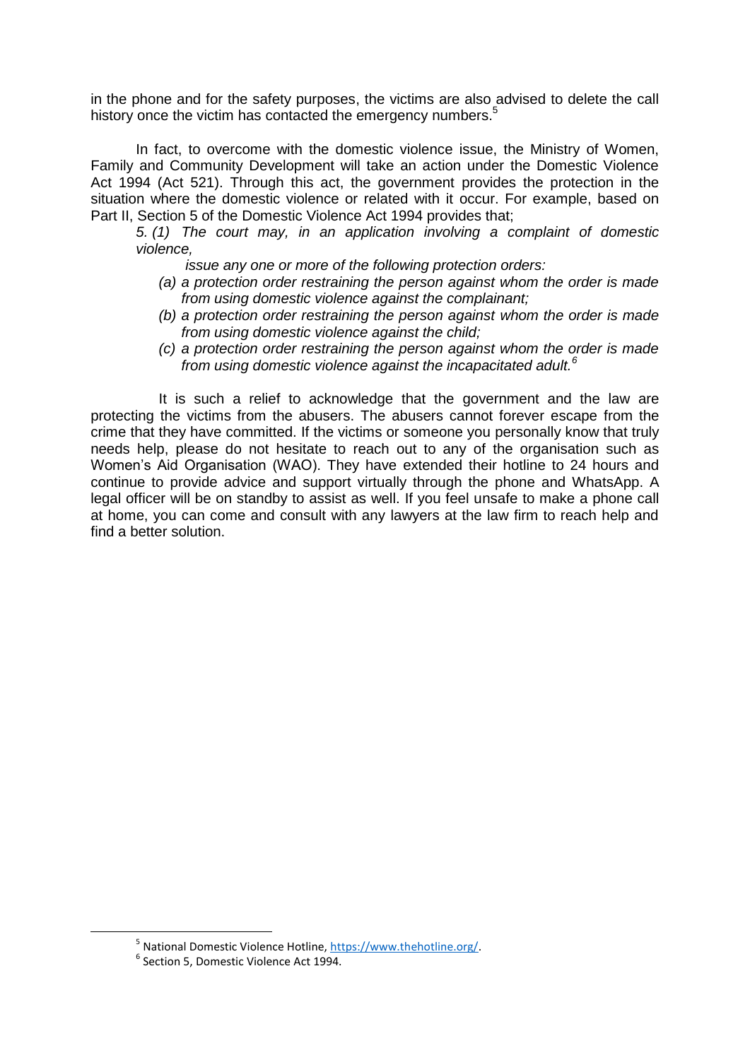in the phone and for the safety purposes, the victims are also advised to delete the call history once the victim has contacted the emergency numbers.[5]

In fact, to overcome with the domestic violence issue, the Ministry of Women, Family and Community Development will take an action under the Domestic Violence Act 1994 (Act 521). Through this act, the government provides the protection in the situation where the domestic violence or related with it occur. For example, based on Part II, Section 5 of the Domestic Violence Act 1994 provides that;

> *5. (1) The court may, in an application involving a complaint of domestic violence,*
>
> *issue any one or more of the following protection orders:*
>
> *(a) a protection order restraining the person against whom the order is made from using domestic violence against the complainant;*
>
> *(b) a protection order restraining the person against whom the order is made from using domestic violence against the child;*
>
> *(c) a protection order restraining the person against whom the order is made from using domestic violence against the incapacitated adult.*[6]

It is such a relief to acknowledge that the government and the law are protecting the victims from the abusers. The abusers cannot forever escape from the crime that they have committed. If the victims or someone you personally know that truly needs help, please do not hesitate to reach out to any of the organisation such as Women's Aid Organisation (WAO). They have extended their hotline to 24 hours and continue to provide advice and support virtually through the phone and WhatsApp. A legal officer will be on standby to assist as well. If you feel unsafe to make a phone call at home, you can come and consult with any lawyers at the law firm to reach help and find a better solution.

---

[5] National Domestic Violence Hotline, https://www.thehotline.org/.

[6] Section 5, Domestic Violence Act 1994.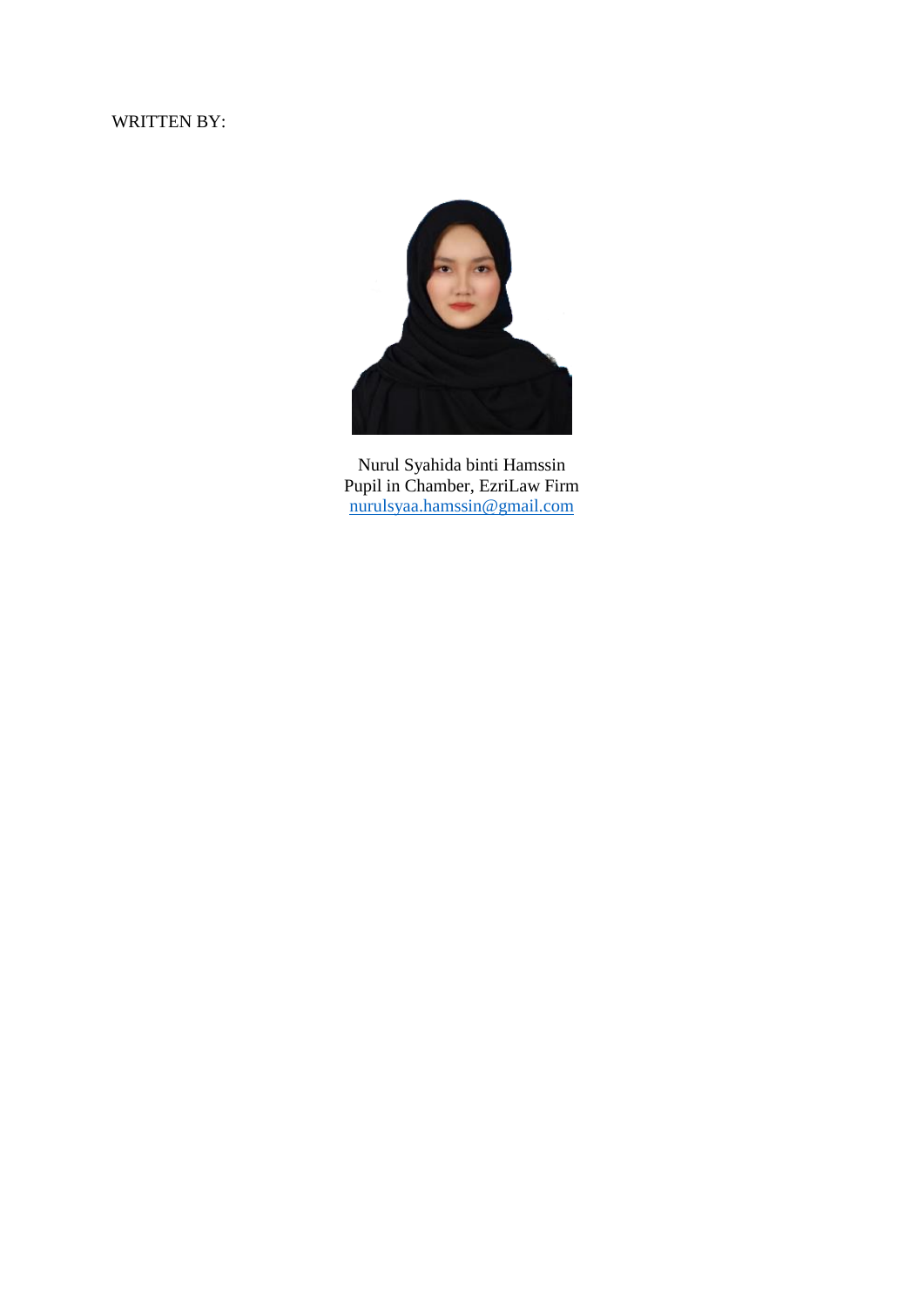WRITTEN BY:

Nurul Syahida binti Hamssin
Pupil in Chamber, EzriLaw Firm
nurulsyaa.hamssin@gmail.com